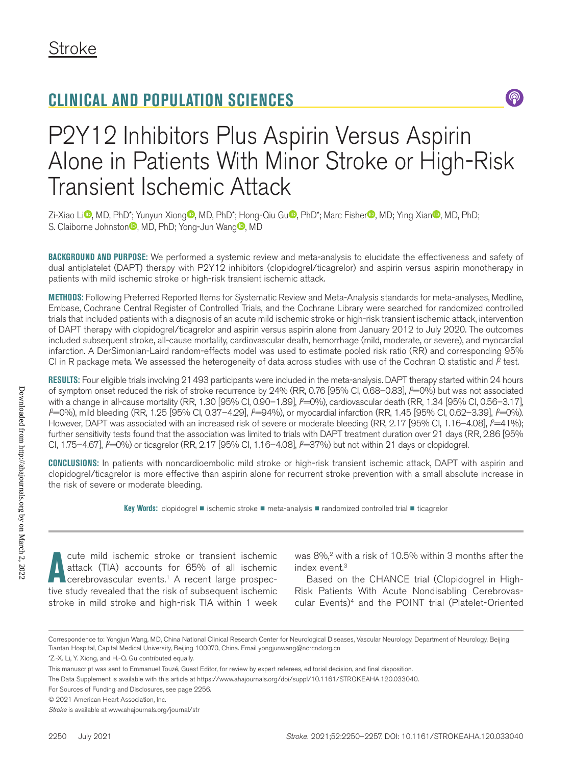Stroke

## CLINICAL AND POPULATION SCIENCES

# P2Y12 Inhibitors Plus Aspirin Versus Aspirin Alone in Patients With Minor Stroke or High-Risk Transient Ischemic Attack

Zi-Xiao Li, MD, PhD*; Yunyun Xiong, MD, PhD*; Hong-Qiu Gu, PhD*; Marc Fisher, MD; Ying Xian, MD, PhD; S. Claiborne Johnston, MD, PhD; Yong-Jun Wang, MD

**BACKGROUND AND PURPOSE:** We performed a systemic review and meta-analysis to elucidate the effectiveness and safety of dual antiplatelet (DAPT) therapy with P2Y12 inhibitors (clopidogrel/ticagrelor) and aspirin versus aspirin monotherapy in patients with mild ischemic stroke or high-risk transient ischemic attack.

**METHODS:** Following Preferred Reported Items for Systematic Review and Meta-Analysis standards for meta-analyses, Medline, Embase, Cochrane Central Register of Controlled Trials, and the Cochrane Library were searched for randomized controlled trials that included patients with a diagnosis of an acute mild ischemic stroke or high-risk transient ischemic attack, intervention of DAPT therapy with clopidogrel/ticagrelor and aspirin versus aspirin alone from January 2012 to July 2020. The outcomes included subsequent stroke, all-cause mortality, cardiovascular death, hemorrhage (mild, moderate, or severe), and myocardial infarction. A DerSimonian-Laird random-effects model was used to estimate pooled risk ratio (RR) and corresponding 95% CI in R package meta. We assessed the heterogeneity of data across studies with use of the Cochran Q statistic and $I^2$ test.

**RESULTS:** Four eligible trials involving 21 493 participants were included in the meta-analysis. DAPT therapy started within 24 hours of symptom onset reduced the risk of stroke recurrence by 24% (RR, 0.76 [95% CI, 0.68–0.83], $I^2$=0%) but was not associated with a change in all-cause mortality (RR, 1.30 [95% CI, 0.90–1.89], $I^2$=0%), cardiovascular death (RR, 1.34 [95% CI, 0.56–3.17], $I^2$=0%), mild bleeding (RR, 1.25 [95% CI, 0.37–4.29], $I^2$=94%), or myocardial infarction (RR, 1.45 [95% CI, 0.62–3.39], $I^2$=0%). However, DAPT was associated with an increased risk of severe or moderate bleeding (RR, 2.17 [95% CI, 1.16–4.08], $I^2$=41%); further sensitivity tests found that the association was limited to trials with DAPT treatment duration over 21 days (RR, 2.86 [95% CI, 1.75–4.67], $I^2$=0%) or ticagrelor (RR, 2.17 [95% CI, 1.16–4.08], $I^2$=37%) but not within 21 days or clopidogrel.

**CONCLUSIONS:** In patients with noncardioembolic mild stroke or high-risk transient ischemic attack, DAPT with aspirin and clopidogrel/ticagrelor is more effective than aspirin alone for recurrent stroke prevention with a small absolute increase in the risk of severe or moderate bleeding.

**Key Words:** clopidogrel ■ ischemic stroke ■ meta-analysis ■ randomized controlled trial ■ ticagrelor

Acute mild ischemic stroke or transient ischemic attack (TIA) accounts for 65% of all ischemic cerebrovascular events.[1] A recent large prospective study revealed that the risk of subsequent ischemic stroke in mild stroke and high-risk TIA within 1 week was 8%,[2] with a risk of 10.5% within 3 months after the index event.[3]

Based on the CHANCE trial (Clopidogrel in High-Risk Patients With Acute Nondisabling Cerebrovascular Events)[4] and the POINT trial (Platelet-Oriented

---

Correspondence to: Yongjun Wang, MD, China National Clinical Research Center for Neurological Diseases, Vascular Neurology, Department of Neurology, Beijing Tiantan Hospital, Capital Medical University, Beijing 100070, China. Email yongjunwang@ncrcnd.org.cn

*Z.-X. Li, Y. Xiong, and H.-Q. Gu contributed equally.

This manuscript was sent to Emmanuel Touzé, Guest Editor, for review by expert referees, editorial decision, and final disposition.

The Data Supplement is available with this article at https://www.ahajournals.org/doi/suppl/10.1161/STROKEAHA.120.033040.

For Sources of Funding and Disclosures, see page 2256.

© 2021 American Heart Association, Inc.

*Stroke* is available at www.ahajournals.org/journal/str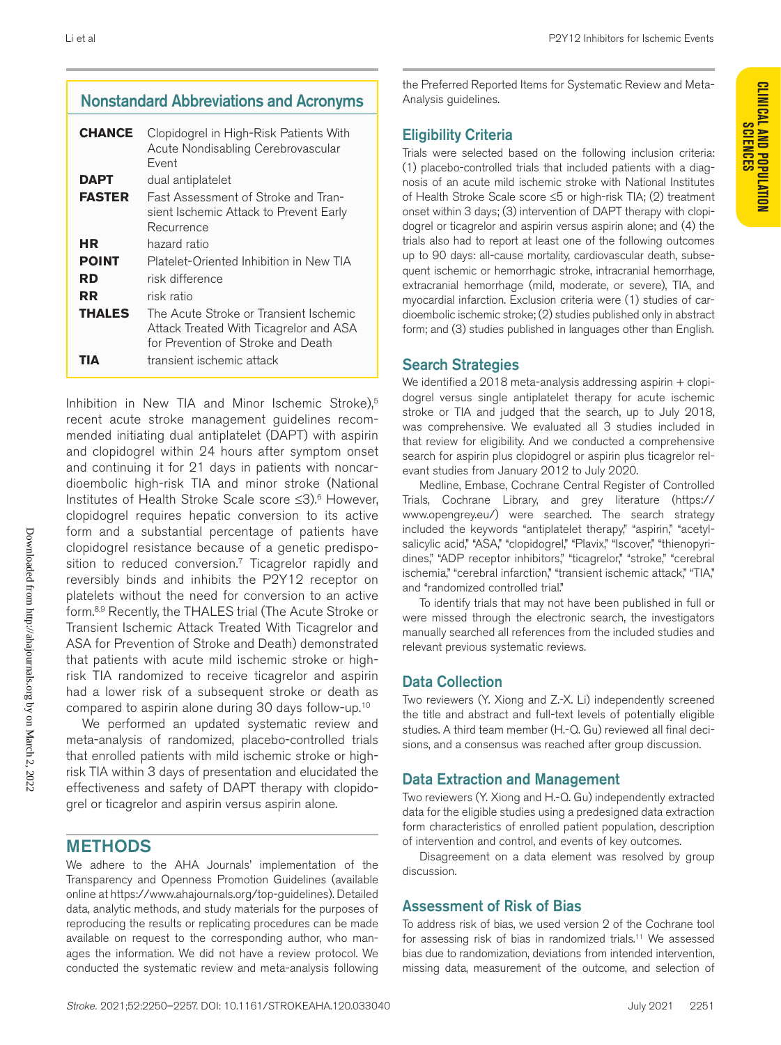## Nonstandard Abbreviations and Acronyms

| | |
|---|---|
| **CHANCE** | Clopidogrel in High-Risk Patients With Acute Nondisabling Cerebrovascular Event |
| **DAPT** | dual antiplatelet |
| **FASTER** | Fast Assessment of Stroke and Transient Ischemic Attack to Prevent Early Recurrence |
| **HR** | hazard ratio |
| **POINT** | Platelet-Oriented Inhibition in New TIA |
| **RD** | risk difference |
| **RR** | risk ratio |
| **THALES** | The Acute Stroke or Transient Ischemic Attack Treated With Ticagrelor and ASA for Prevention of Stroke and Death |
| **TIA** | transient ischemic attack |

Inhibition in New TIA and Minor Ischemic Stroke),[5] recent acute stroke management guidelines recommended initiating dual antiplatelet (DAPT) with aspirin and clopidogrel within 24 hours after symptom onset and continuing it for 21 days in patients with noncardioembolic high-risk TIA and minor stroke (National Institutes of Health Stroke Scale score ≤3).[6] However, clopidogrel requires hepatic conversion to its active form and a substantial percentage of patients have clopidogrel resistance because of a genetic predisposition to reduced conversion.[7] Ticagrelor rapidly and reversibly binds and inhibits the P2Y12 receptor on platelets without the need for conversion to an active form.[8,9] Recently, the THALES trial (The Acute Stroke or Transient Ischemic Attack Treated With Ticagrelor and ASA for Prevention of Stroke and Death) demonstrated that patients with acute mild ischemic stroke or high-risk TIA randomized to receive ticagrelor and aspirin had a lower risk of a subsequent stroke or death as compared to aspirin alone during 30 days follow-up.[10]

We performed an updated systematic review and meta-analysis of randomized, placebo-controlled trials that enrolled patients with mild ischemic stroke or high-risk TIA within 3 days of presentation and elucidated the effectiveness and safety of DAPT therapy with clopidogrel or ticagrelor and aspirin versus aspirin alone.

## METHODS

We adhere to the AHA Journals' implementation of the Transparency and Openness Promotion Guidelines (available online at https://www.ahajournals.org/top-guidelines). Detailed data, analytic methods, and study materials for the purposes of reproducing the results or replicating procedures can be made available on request to the corresponding author, who manages the information. We did not have a review protocol. We conducted the systematic review and meta-analysis following the Preferred Reported Items for Systematic Review and Meta-Analysis guidelines.

### Eligibility Criteria

Trials were selected based on the following inclusion criteria: (1) placebo-controlled trials that included patients with a diagnosis of an acute mild ischemic stroke with National Institutes of Health Stroke Scale score ≤5 or high-risk TIA; (2) treatment onset within 3 days; (3) intervention of DAPT therapy with clopidogrel or ticagrelor and aspirin versus aspirin alone; and (4) the trials also had to report at least one of the following outcomes up to 90 days: all-cause mortality, cardiovascular death, subsequent ischemic or hemorrhagic stroke, intracranial hemorrhage, extracranial hemorrhage (mild, moderate, or severe), TIA, and myocardial infarction. Exclusion criteria were (1) studies of cardioembolic ischemic stroke; (2) studies published only in abstract form; and (3) studies published in languages other than English.

### Search Strategies

We identified a 2018 meta-analysis addressing aspirin + clopidogrel versus single antiplatelet therapy for acute ischemic stroke or TIA and judged that the search, up to July 2018, was comprehensive. We evaluated all 3 studies included in that review for eligibility. And we conducted a comprehensive search for aspirin plus clopidogrel or aspirin plus ticagrelor relevant studies from January 2012 to July 2020.

Medline, Embase, Cochrane Central Register of Controlled Trials, Cochrane Library, and grey literature (https://www.opengrey.eu/) were searched. The search strategy included the keywords "antiplatelet therapy," "aspirin," "acetylsalicylic acid," "ASA," "clopidogrel," "Plavix," "Iscover," "thienopyridines," "ADP receptor inhibitors," "ticagrelor," "stroke," "cerebral ischemia," "cerebral infarction," "transient ischemic attack," "TIA," and "randomized controlled trial."

To identify trials that may not have been published in full or were missed through the electronic search, the investigators manually searched all references from the included studies and relevant previous systematic reviews.

### Data Collection

Two reviewers (Y. Xiong and Z.-X. Li) independently screened the title and abstract and full-text levels of potentially eligible studies. A third team member (H.-Q. Gu) reviewed all final decisions, and a consensus was reached after group discussion.

### Data Extraction and Management

Two reviewers (Y. Xiong and H.-Q. Gu) independently extracted data for the eligible studies using a predesigned data extraction form characteristics of enrolled patient population, description of intervention and control, and events of key outcomes.

Disagreement on a data element was resolved by group discussion.

### Assessment of Risk of Bias

To address risk of bias, we used version 2 of the Cochrane tool for assessing risk of bias in randomized trials.[11] We assessed bias due to randomization, deviations from intended intervention, missing data, measurement of the outcome, and selection of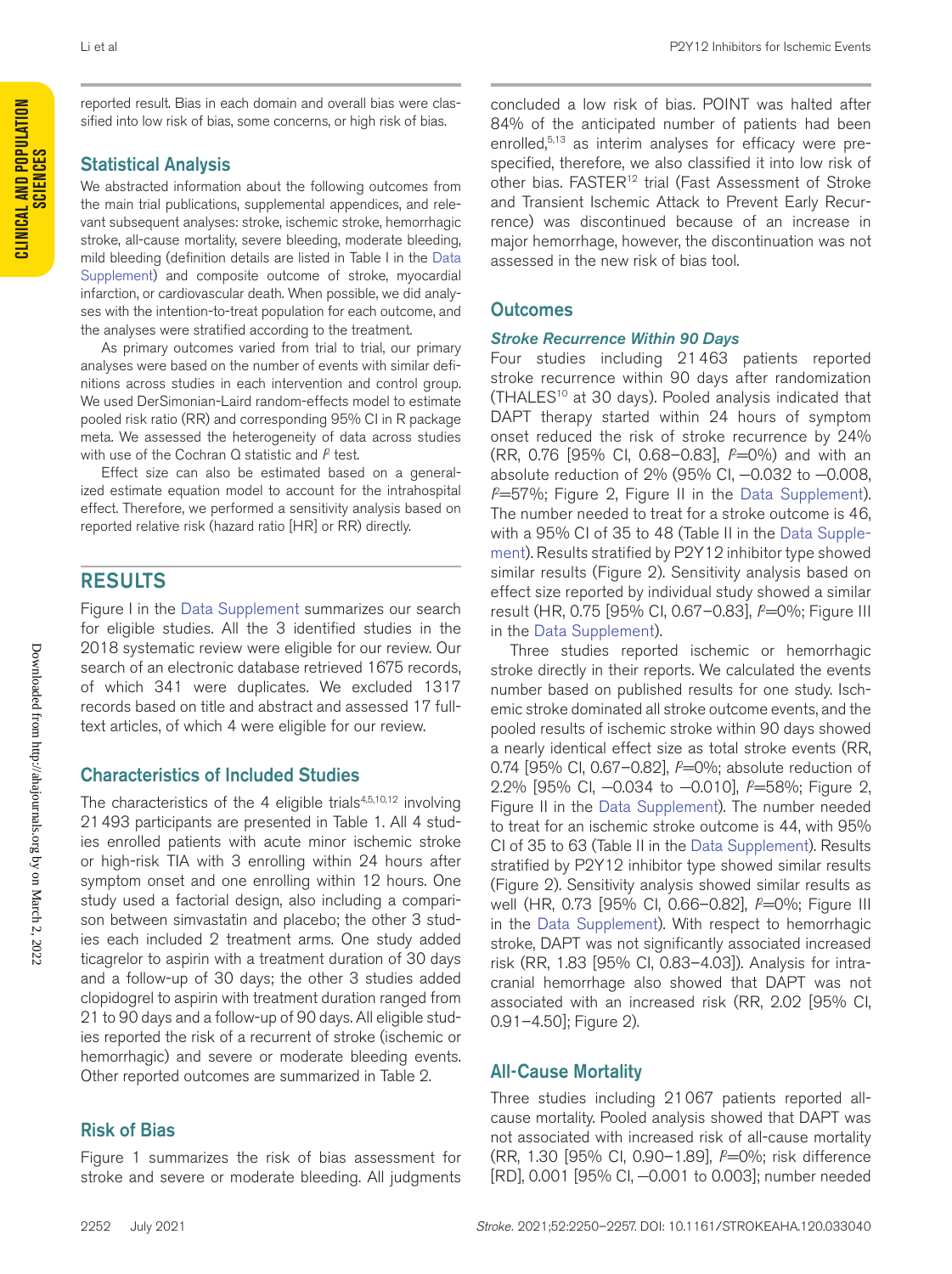reported result. Bias in each domain and overall bias were classified into low risk of bias, some concerns, or high risk of bias.

### Statistical Analysis

We abstracted information about the following outcomes from the main trial publications, supplemental appendices, and relevant subsequent analyses: stroke, ischemic stroke, hemorrhagic stroke, all-cause mortality, severe bleeding, moderate bleeding, mild bleeding (definition details are listed in Table I in the Data Supplement) and composite outcome of stroke, myocardial infarction, or cardiovascular death. When possible, we did analyses with the intention-to-treat population for each outcome, and the analyses were stratified according to the treatment.

As primary outcomes varied from trial to trial, our primary analyses were based on the number of events with similar definitions across studies in each intervention and control group. We used DerSimonian-Laird random-effects model to estimate pooled risk ratio (RR) and corresponding 95% CI in R package meta. We assessed the heterogeneity of data across studies with use of the Cochran Q statistic and $I^2$ test.

Effect size can also be estimated based on a generalized estimate equation model to account for the intrahospital effect. Therefore, we performed a sensitivity analysis based on reported relative risk (hazard ratio [HR] or RR) directly.

## RESULTS

Figure I in the Data Supplement summarizes our search for eligible studies. All the 3 identified studies in the 2018 systematic review were eligible for our review. Our search of an electronic database retrieved 1675 records, of which 341 were duplicates. We excluded 1317 records based on title and abstract and assessed 17 full-text articles, of which 4 were eligible for our review.

### Characteristics of Included Studies

The characteristics of the 4 eligible trials[4,5,10,12] involving 21 493 participants are presented in Table 1. All 4 studies enrolled patients with acute minor ischemic stroke or high-risk TIA with 3 enrolling within 24 hours after symptom onset and one enrolling within 12 hours. One study used a factorial design, also including a comparison between simvastatin and placebo; the other 3 studies each included 2 treatment arms. One study added ticagrelor to aspirin with a treatment duration of 30 days and a follow-up of 30 days; the other 3 studies added clopidogrel to aspirin with treatment duration ranged from 21 to 90 days and a follow-up of 90 days. All eligible studies reported the risk of a recurrent of stroke (ischemic or hemorrhagic) and severe or moderate bleeding events. Other reported outcomes are summarized in Table 2.

### Risk of Bias

Figure 1 summarizes the risk of bias assessment for stroke and severe or moderate bleeding. All judgments concluded a low risk of bias. POINT was halted after 84% of the anticipated number of patients had been enrolled,[5,13] as interim analyses for efficacy were prespecified, therefore, we also classified it into low risk of other bias. FASTER[12] trial (Fast Assessment of Stroke and Transient Ischemic Attack to Prevent Early Recurrence) was discontinued because of an increase in major hemorrhage, however, the discontinuation was not assessed in the new risk of bias tool.

### Outcomes

#### *Stroke Recurrence Within 90 Days*

Four studies including 21 463 patients reported stroke recurrence within 90 days after randomization (THALES[10] at 30 days). Pooled analysis indicated that DAPT therapy started within 24 hours of symptom onset reduced the risk of stroke recurrence by 24% (RR, 0.76 [95% CI, 0.68–0.83], $I^2$=0%) and with an absolute reduction of 2% (95% CI, −0.032 to −0.008, $I^2$=57%; Figure 2, Figure II in the Data Supplement). The number needed to treat for a stroke outcome is 46, with a 95% CI of 35 to 48 (Table II in the Data Supplement). Results stratified by P2Y12 inhibitor type showed similar results (Figure 2). Sensitivity analysis based on effect size reported by individual study showed a similar result (HR, 0.75 [95% CI, 0.67–0.83], $I^2$=0%; Figure III in the Data Supplement).

Three studies reported ischemic or hemorrhagic stroke directly in their reports. We calculated the events number based on published results for one study. Ischemic stroke dominated all stroke outcome events, and the pooled results of ischemic stroke within 90 days showed a nearly identical effect size as total stroke events (RR, 0.74 [95% CI, 0.67–0.82], $I^2$=0%; absolute reduction of 2.2% [95% CI, −0.034 to −0.010], $I^2$=58%; Figure 2, Figure II in the Data Supplement). The number needed to treat for an ischemic stroke outcome is 44, with 95% CI of 35 to 63 (Table II in the Data Supplement). Results stratified by P2Y12 inhibitor type showed similar results (Figure 2). Sensitivity analysis showed similar results as well (HR, 0.73 [95% CI, 0.66–0.82], $I^2$=0%; Figure III in the Data Supplement). With respect to hemorrhagic stroke, DAPT was not significantly associated increased risk (RR, 1.83 [95% CI, 0.83–4.03]). Analysis for intracranial hemorrhage also showed that DAPT was not associated with an increased risk (RR, 2.02 [95% CI, 0.91–4.50]; Figure 2).

### All-Cause Mortality

Three studies including 21 067 patients reported all-cause mortality. Pooled analysis showed that DAPT was not associated with increased risk of all-cause mortality (RR, 1.30 [95% CI, 0.90–1.89], $I^2$=0%; risk difference [RD], 0.001 [95% CI, −0.001 to 0.003]; number needed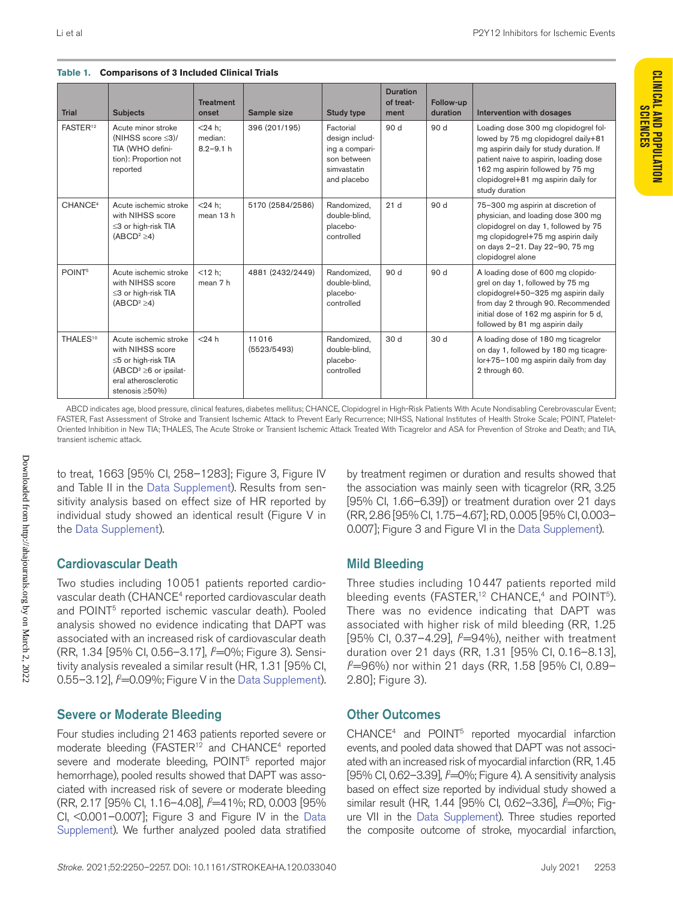**Table 1. Comparisons of 3 Included Clinical Trials**

| Trial | Subjects | Treatment onset | Sample size | Study type | Duration of treatment | Follow-up duration | Intervention with dosages |
|---|---|---|---|---|---|---|---|
| FASTER[12] | Acute minor stroke (NIHSS score ≤3)/TIA (WHO definition): Proportion not reported | <24 h; median: 8.2–9.1 h | 396 (201/195) | Factorial design including a comparison between simvastatin and placebo | 90 d | 90 d | Loading dose 300 mg clopidogrel followed by 75 mg clopidogrel daily+81 mg aspirin daily for study duration. If patient naive to aspirin, loading dose 162 mg aspirin followed by 75 mg clopidogrel+81 mg aspirin daily for study duration |
| CHANCE[4] | Acute ischemic stroke with NIHSS score ≤3 or high-risk TIA (ABCD² ≥4) | <24 h; mean 13 h | 5170 (2584/2586) | Randomized, double-blind, placebo-controlled | 21 d | 90 d | 75–300 mg aspirin at discretion of physician, and loading dose 300 mg clopidogrel on day 1, followed by 75 mg clopidogrel+75 mg aspirin daily on days 2–21. Day 22–90, 75 mg clopidogrel alone |
| POINT[5] | Acute ischemic stroke with NIHSS score ≤3 or high-risk TIA (ABCD² ≥4) | <12 h; mean 7 h | 4881 (2432/2449) | Randomized, double-blind, placebo-controlled | 90 d | 90 d | A loading dose of 600 mg clopidogrel on day 1, followed by 75 mg clopidogrel+50–325 mg aspirin daily from day 2 through 90. Recommended initial dose of 162 mg aspirin for 5 d, followed by 81 mg aspirin daily |
| THALES[10] | Acute ischemic stroke with NIHSS score ≤5 or high-risk TIA (ABCD² ≥6 or ipsilateral atherosclerotic stenosis ≥50%) | <24 h | 11016 (5523/5493) | Randomized, double-blind, placebo-controlled | 30 d | 30 d | A loading dose of 180 mg ticagrelor on day 1, followed by 180 mg ticagrelor+75–100 mg aspirin daily from day 2 through 60. |

ABCD indicates age, blood pressure, clinical features, diabetes mellitus; CHANCE, Clopidogrel in High-Risk Patients With Acute Nondisabling Cerebrovascular Event; FASTER, Fast Assessment of Stroke and Transient Ischemic Attack to Prevent Early Recurrence; NIHSS, National Institutes of Health Stroke Scale; POINT, Platelet-Oriented Inhibition in New TIA; THALES, The Acute Stroke or Transient Ischemic Attack Treated With Ticagrelor and ASA for Prevention of Stroke and Death; and TIA, transient ischemic attack.

to treat, 1663 [95% CI, 258–1283]; Figure 3, Figure IV and Table II in the Data Supplement). Results from sensitivity analysis based on effect size of HR reported by individual study showed an identical result (Figure V in the Data Supplement).

## Cardiovascular Death

Two studies including 10051 patients reported cardiovascular death (CHANCE[4] reported cardiovascular death and POINT[5] reported ischemic vascular death). Pooled analysis showed no evidence indicating that DAPT was associated with an increased risk of cardiovascular death (RR, 1.34 [95% CI, 0.56–3.17], $I^2$=0%; Figure 3). Sensitivity analysis revealed a similar result (HR, 1.31 [95% CI, 0.55–3.12], $I^2$=0.09%; Figure V in the Data Supplement).

## Severe or Moderate Bleeding

Four studies including 21463 patients reported severe or moderate bleeding (FASTER[12] and CHANCE[4] reported severe and moderate bleeding, POINT[5] reported major hemorrhage), pooled results showed that DAPT was associated with increased risk of severe or moderate bleeding (RR, 2.17 [95% CI, 1.16–4.08], $I^2$=41%; RD, 0.003 [95% CI, <0.001–0.007]; Figure 3 and Figure IV in the Data Supplement). We further analyzed pooled data stratified by treatment regimen or duration and results showed that the association was mainly seen with ticagrelor (RR, 3.25 [95% CI, 1.66–6.39]) or treatment duration over 21 days (RR, 2.86 [95% CI, 1.75–4.67]; RD, 0.005 [95% CI, 0.003–0.007]; Figure 3 and Figure VI in the Data Supplement).

## Mild Bleeding

Three studies including 10447 patients reported mild bleeding events (FASTER,[12] CHANCE,[4] and POINT[5]). There was no evidence indicating that DAPT was associated with higher risk of mild bleeding (RR, 1.25 [95% CI, 0.37–4.29], $I^2$=94%), neither with treatment duration over 21 days (RR, 1.31 [95% CI, 0.16–8.13], $I^2$=96%) nor within 21 days (RR, 1.58 [95% CI, 0.89–2.80]; Figure 3).

## Other Outcomes

CHANCE[4] and POINT[5] reported myocardial infarction events, and pooled data showed that DAPT was not associated with an increased risk of myocardial infarction (RR, 1.45 [95% CI, 0.62–3.39], $I^2$=0%; Figure 4). A sensitivity analysis based on effect size reported by individual study showed a similar result (HR, 1.44 [95% CI, 0.62–3.36], $I^2$=0%; Figure VII in the Data Supplement). Three studies reported the composite outcome of stroke, myocardial infarction,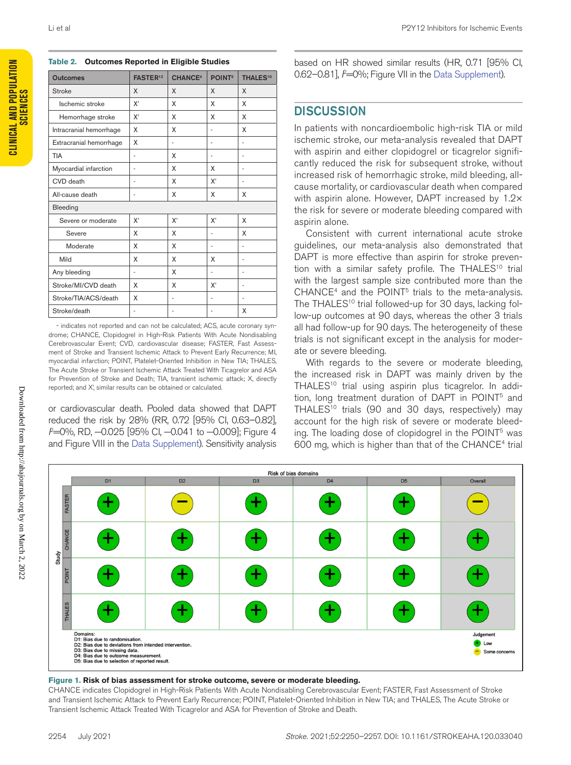**Table 2. Outcomes Reported in Eligible Studies**

| Outcomes | FASTER[12] | CHANCE[4] | POINT[5] | THALES[10] |
|---|---|---|---|---|
| Stroke | X | X | X | X |
| Ischemic stroke | X' | X | X | X |
| Hemorrhage stroke | X' | X | X | X |
| Intracranial hemorrhage | X | X | - | X |
| Extracranial hemorrhage | X | - | - | - |
| TIA | - | X | - | - |
| Myocardial infarction | - | X | X | - |
| CVD death | - | X | X' | - |
| All-cause death | - | X | X | X |
| Bleeding | | | | |
| Severe or moderate | X' | X' | X' | X |
| Severe | X | X | - | X |
| Moderate | X | X | - | - |
| Mild | X | X | X | - |
| Any bleeding | - | X | - | - |
| Stroke/MI/CVD death | X | X | X' | - |
| Stroke/TIA/ACS/death | X | - | - | - |
| Stroke/death | - | - | - | X |

- indicates not reported and can not be calculated; ACS, acute coronary syndrome; CHANCE, Clopidogrel in High-Risk Patients With Acute Nondisabling Cerebrovascular Event; CVD, cardiovascular disease; FASTER, Fast Assessment of Stroke and Transient Ischemic Attack to Prevent Early Recurrence; MI, myocardial infarction; POINT, Platelet-Oriented Inhibition in New TIA; THALES, The Acute Stroke or Transient Ischemic Attack Treated With Ticagrelor and ASA for Prevention of Stroke and Death; TIA, transient ischemic attack; X, directly reported; and X', similar results can be obtained or calculated.

or cardiovascular death. Pooled data showed that DAPT reduced the risk by 28% (RR, 0.72 [95% CI, 0.63–0.82], $I^2$=0%, RD, −0.025 [95% CI, −0.041 to −0.009]; Figure 4 and Figure VIII in the Data Supplement). Sensitivity analysis based on HR showed similar results (HR, 0.71 [95% CI, 0.62–0.81], $I^2$=0%; Figure VII in the Data Supplement).

## DISCUSSION

In patients with noncardioembolic high-risk TIA or mild ischemic stroke, our meta-analysis revealed that DAPT with aspirin and either clopidogrel or ticagrelor significantly reduced the risk for subsequent stroke, without increased risk of hemorrhagic stroke, mild bleeding, all-cause mortality, or cardiovascular death when compared with aspirin alone. However, DAPT increased by 1.2× the risk for severe or moderate bleeding compared with aspirin alone.

Consistent with current international acute stroke guidelines, our meta-analysis also demonstrated that DAPT is more effective than aspirin for stroke prevention with a similar safety profile. The THALES[10] trial with the largest sample size contributed more than the CHANCE[4] and the POINT[5] trials to the meta-analysis. The THALES[10] trial followed-up for 30 days, lacking follow-up outcomes at 90 days, whereas the other 3 trials all had follow-up for 90 days. The heterogeneity of these trials is not significant except in the analysis for moderate or severe bleeding.

With regards to the severe or moderate bleeding, the increased risk in DAPT was mainly driven by the THALES[10] trial using aspirin plus ticagrelor. In addition, long treatment duration of DAPT in POINT[5] and THALES[10] trials (90 and 30 days, respectively) may account for the high risk of severe or moderate bleeding. The loading dose of clopidogrel in the POINT[5] was 600 mg, which is higher than that of the CHANCE[4] trial

Risk of bias domains

| Study | D1 | D2 | D3 | D4 | D5 | Overall |
|---|---|---|---|---|---|---|
| FASTER | + | − | + | + | + | − |
| CHANCE | + | + | + | + | + | + |
| POINT | + | + | + | + | + | + |
| THALES | + | + | + | + | + | + |

Domains:
D1: Bias due to randomisation.
D2: Bias due to deviations from intended intervention.
D3: Bias due to missing data.
D4: Bias due to outcome measurement.
D5: Bias due to selection of reported result.

Judgement: + Low; − Some concerns

**Figure 1. Risk of bias assessment for stroke outcome, severe or moderate bleeding.**
CHANCE indicates Clopidogrel in High-Risk Patients With Acute Nondisabling Cerebrovascular Event; FASTER, Fast Assessment of Stroke and Transient Ischemic Attack to Prevent Early Recurrence; POINT, Platelet-Oriented Inhibition in New TIA; and THALES, The Acute Stroke or Transient Ischemic Attack Treated With Ticagrelor and ASA for Prevention of Stroke and Death.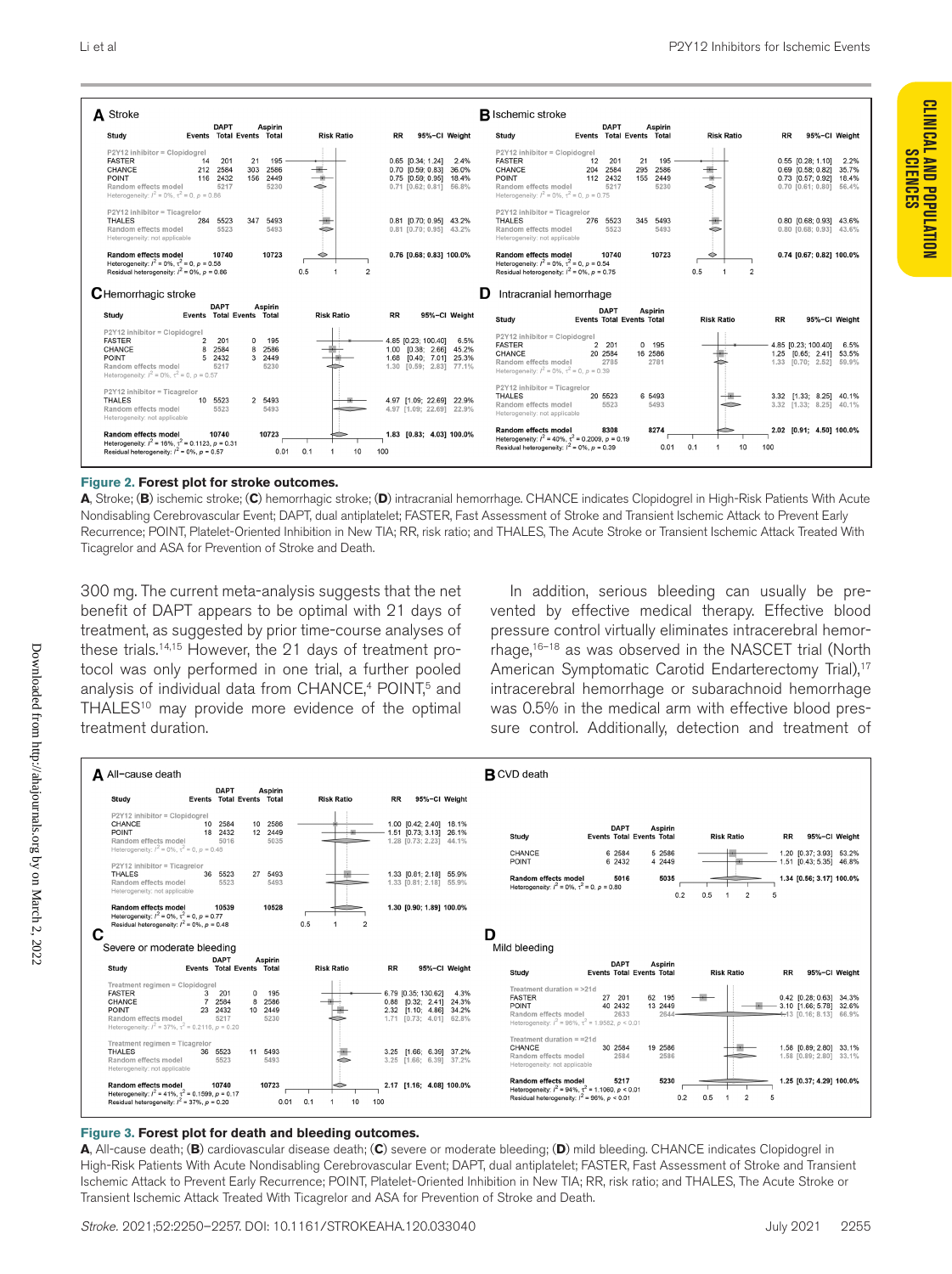**A** Stroke

| Study | DAPT Events | DAPT Total | Aspirin Events | Aspirin Total | RR | 95%-CI | Weight |
|---|---|---|---|---|---|---|---|
| P2Y12 inhibitor = Clopidogrel | | | | | | | |
| FASTER | 14 | 201 | 21 | 195 | 0.65 | [0.34; 1.24] | 2.4% |
| CHANCE | 212 | 2584 | 303 | 2586 | 0.70 | [0.59; 0.83] | 36.0% |
| POINT | 116 | 2432 | 156 | 2449 | 0.75 | [0.59; 0.95] | 18.4% |
| Random effects model | | 5217 | | 5230 | 0.71 | [0.62; 0.81] | 56.8% |
| Heterogeneity: $I^2 = 0\%$, $\tau^2 = 0$, $p = 0.86$ | | | | | | | |
| P2Y12 inhibitor = Ticagrelor | | | | | | | |
| THALES | 284 | 5523 | 347 | 5493 | 0.81 | [0.70; 0.95] | 43.2% |
| Random effects model | | 5523 | | 5493 | 0.81 | [0.70; 0.95] | 43.2% |
| Heterogeneity: not applicable | | | | | | | |
| Random effects model | | 10740 | | 10723 | 0.76 | [0.68; 0.83] | 100.0% |
| Heterogeneity: $I^2 = 0\%$, $\tau^2 = 0$, $p = 0.58$ | | | | | | | |
| Residual heterogeneity: $I^2 = 0\%$, $p = 0.86$ | | | | | | | |

**B** Ischemic stroke

| Study | DAPT Events | DAPT Total | Aspirin Events | Aspirin Total | RR | 95%-CI | Weight |
|---|---|---|---|---|---|---|---|
| P2Y12 inhibitor = Clopidogrel | | | | | | | |
| FASTER | 12 | 201 | 21 | 195 | 0.55 | [0.28; 1.10] | 2.2% |
| CHANCE | 204 | 2584 | 295 | 2586 | 0.69 | [0.58; 0.82] | 35.7% |
| POINT | 112 | 2432 | 155 | 2449 | 0.73 | [0.57; 0.92] | 18.4% |
| Random effects model | | 5217 | | 5230 | 0.70 | [0.61; 0.80] | 56.4% |
| Heterogeneity: $I^2 = 0\%$, $\tau^2 = 0$, $p = 0.75$ | | | | | | | |
| P2Y12 inhibitor = Ticagrelor | | | | | | | |
| THALES | 276 | 5523 | 345 | 5493 | 0.80 | [0.68; 0.93] | 43.6% |
| Random effects model | | 5523 | | 5493 | 0.80 | [0.68; 0.93] | 43.6% |
| Heterogeneity: not applicable | | | | | | | |
| Random effects model | | 10740 | | 10723 | 0.74 | [0.67; 0.82] | 100.0% |
| Heterogeneity: $I^2 = 0\%$, $\tau^2 = 0$, $p = 0.54$ | | | | | | | |
| Residual heterogeneity: $I^2 = 0\%$, $p = 0.75$ | | | | | | | |

**C** Hemorrhagic stroke

| Study | DAPT Events | DAPT Total | Aspirin Events | Aspirin Total | RR | 95%-CI | Weight |
|---|---|---|---|---|---|---|---|
| P2Y12 inhibitor = Clopidogrel | | | | | | | |
| FASTER | 2 | 201 | 0 | 195 | 4.85 | [0.23; 100.40] | 6.5% |
| CHANCE | 8 | 2584 | 8 | 2586 | 1.00 | [0.38; 2.66] | 45.2% |
| POINT | 5 | 2432 | 3 | 2449 | 1.68 | [0.40; 7.01] | 25.3% |
| Random effects model | | 5217 | | 5230 | 1.30 | [0.59; 2.83] | 77.1% |
| Heterogeneity: $I^2 = 0\%$, $\tau^2 = 0$, $p = 0.57$ | | | | | | | |
| P2Y12 inhibitor = Ticagrelor | | | | | | | |
| THALES | 10 | 5523 | 2 | 5493 | 4.97 | [1.09; 22.69] | 22.9% |
| Random effects model | | 5523 | | 5493 | 4.97 | [1.09; 22.69] | 22.9% |
| Heterogeneity: not applicable | | | | | | | |
| Random effects model | | 10740 | | 10723 | 1.83 | [0.83; 4.03] | 100.0% |
| Heterogeneity: $I^2 = 16\%$, $\tau^2 = 0.1123$, $p = 0.31$ | | | | | | | |
| Residual heterogeneity: $I^2 = 0\%$, $p = 0.57$ | | | | | | | |

**D** Intracranial hemorrhage

| Study | DAPT Events | DAPT Total | Aspirin Events | Aspirin Total | RR | 95%-CI | Weight |
|---|---|---|---|---|---|---|---|
| P2Y12 inhibitor = Clopidogrel | | | | | | | |
| FASTER | 2 | 201 | 0 | 195 | 4.85 | [0.23; 100.40] | 6.5% |
| CHANCE | 20 | 2584 | 16 | 2586 | 1.25 | [0.65; 2.41] | 53.5% |
| Random effects model | | 2785 | | 2781 | 1.33 | [0.70; 2.52] | 59.9% |
| Heterogeneity: $I^2 = 0\%$, $\tau^2 = 0$, $p = 0.39$ | | | | | | | |
| P2Y12 inhibitor = Ticagrelor | | | | | | | |
| THALES | 20 | 5523 | 6 | 5493 | 3.32 | [1.33; 8.25] | 40.1% |
| Random effects model | | 5523 | | 5493 | 3.32 | [1.33; 8.25] | 40.1% |
| Heterogeneity: not applicable | | | | | | | |
| Random effects model | | 8308 | | 8274 | 2.02 | [0.91; 4.50] | 100.0% |
| Heterogeneity: $I^2 = 40\%$, $\tau^2 = 0.2009$, $p = 0.19$ | | | | | | | |
| Residual heterogeneity: $I^2 = 0\%$, $p = 0.39$ | | | | | | | |

**Figure 2. Forest plot for stroke outcomes.**

**A**, Stroke; (**B**) ischemic stroke; (**C**) hemorrhagic stroke; (**D**) intracranial hemorrhage. CHANCE indicates Clopidogrel in High-Risk Patients With Acute Nondisabling Cerebrovascular Event; DAPT, dual antiplatelet; FASTER, Fast Assessment of Stroke and Transient Ischemic Attack to Prevent Early Recurrence; POINT, Platelet-Oriented Inhibition in New TIA; RR, risk ratio; and THALES, The Acute Stroke or Transient Ischemic Attack Treated With Ticagrelor and ASA for Prevention of Stroke and Death.

300 mg. The current meta-analysis suggests that the net benefit of DAPT appears to be optimal with 21 days of treatment, as suggested by prior time-course analyses of these trials.[14,15] However, the 21 days of treatment protocol was only performed in one trial, a further pooled analysis of individual data from CHANCE,[4] POINT,[5] and THALES[10] may provide more evidence of the optimal treatment duration.

In addition, serious bleeding can usually be prevented by effective medical therapy. Effective blood pressure control virtually eliminates intracerebral hemorrhage,[16–18] as was observed in the NASCET trial (North American Symptomatic Carotid Endarterectomy Trial),[17] intracerebral hemorrhage or subarachnoid hemorrhage was 0.5% in the medical arm with effective blood pressure control. Additionally, detection and treatment of

**A** All-cause death

| Study | DAPT Events | DAPT Total | Aspirin Events | Aspirin Total | RR | 95%-CI | Weight |
|---|---|---|---|---|---|---|---|
| P2Y12 inhibitor = Clopidogrel | | | | | | | |
| CHANCE | 10 | 2584 | 10 | 2586 | 1.00 | [0.42; 2.40] | 18.1% |
| POINT | 18 | 2432 | 12 | 2449 | 1.51 | [0.73; 3.13] | 26.1% |
| Random effects model | | 5016 | | 5035 | 1.28 | [0.73; 2.23] | 44.1% |
| Heterogeneity: $I^2 = 0\%$, $\tau^2 = 0$, $p = 0.48$ | | | | | | | |
| P2Y12 inhibitor = Ticagrelor | | | | | | | |
| THALES | 36 | 5523 | 27 | 5493 | 1.33 | [0.81; 2.18] | 55.9% |
| Random effects model | | 5523 | | 5493 | 1.33 | [0.81; 2.18] | 55.9% |
| Heterogeneity: not applicable | | | | | | | |
| Random effects model | | 10539 | | 10528 | 1.30 | [0.90; 1.89] | 100.0% |
| Heterogeneity: $I^2 = 0\%$, $\tau^2 = 0$, $p = 0.77$ | | | | | | | |
| Residual heterogeneity: $I^2 = 0\%$, $p = 0.48$ | | | | | | | |

**B** CVD death

| Study | DAPT Events | DAPT Total | Aspirin Events | Aspirin Total | RR | 95%-CI | Weight |
|---|---|---|---|---|---|---|---|
| CHANCE | 6 | 2584 | 5 | 2586 | 1.20 | [0.37; 3.93] | 53.2% |
| POINT | 6 | 2432 | 4 | 2449 | 1.51 | [0.43; 5.35] | 46.8% |
| Random effects model | | 5016 | | 5035 | 1.34 | [0.56; 3.17] | 100.0% |
| Heterogeneity: $I^2 = 0\%$, $\tau^2 = 0$, $p = 0.80$ | | | | | | | |

**C** Severe or moderate bleeding

| Study | DAPT Events | DAPT Total | Aspirin Events | Aspirin Total | RR | 95%-CI | Weight |
|---|---|---|---|---|---|---|---|
| Treatment regimen = Clopidogrel | | | | | | | |
| FASTER | 3 | 201 | 0 | 195 | 6.79 | [0.35; 130.62] | 4.3% |
| CHANCE | 7 | 2584 | 8 | 2586 | 0.88 | [0.32; 2.41] | 24.3% |
| POINT | 23 | 2432 | 10 | 2449 | 2.32 | [1.10; 4.86] | 34.2% |
| Random effects model | | 5217 | | 5230 | 1.71 | [0.73; 4.01] | 62.8% |
| Heterogeneity: $I^2 = 37\%$, $\tau^2 = 0.2116$, $p = 0.20$ | | | | | | | |
| Treatment regimen = Ticagrelor | | | | | | | |
| THALES | 36 | 5523 | 11 | 5493 | 3.25 | [1.66; 6.39] | 37.2% |
| Random effects model | | 5523 | | 5493 | 3.25 | [1.66; 6.39] | 37.2% |
| Heterogeneity: not applicable | | | | | | | |
| Random effects model | | 10740 | | 10723 | 2.17 | [1.16; 4.08] | 100.0% |
| Heterogeneity: $I^2 = 41\%$, $\tau^2 = 0.1599$, $p = 0.17$ | | | | | | | |
| Residual heterogeneity: $I^2 = 37\%$, $p = 0.20$ | | | | | | | |

**D** Mild bleeding

| Study | DAPT Events | DAPT Total | Aspirin Events | Aspirin Total | RR | 95%-CI | Weight |
|---|---|---|---|---|---|---|---|
| Treatment duration = >21d | | | | | | | |
| FASTER | 27 | 201 | 62 | 195 | 0.42 | [0.28; 0.63] | 34.3% |
| POINT | 40 | 2432 | 13 | 2449 | 3.10 | [1.66; 5.78] | 32.6% |
| Random effects model | | 2633 | | 2644 | 1.13 | [0.16; 8.13] | 66.9% |
| Heterogeneity: $I^2 = 96\%$, $\tau^2 = 1.9552$, $p < 0.01$ | | | | | | | |
| Treatment duration = =21d | | | | | | | |
| CHANCE | 30 | 2584 | 19 | 2586 | 1.58 | [0.89; 2.80] | 33.1% |
| Random effects model | | 2584 | | 2586 | 1.58 | [0.89; 2.80] | 33.1% |
| Heterogeneity: not applicable | | | | | | | |
| Random effects model | | 5217 | | 5230 | 1.25 | [0.37; 4.29] | 100.0% |
| Heterogeneity: $I^2 = 94\%$, $\tau^2 = 1.1060$, $p < 0.01$ | | | | | | | |
| Residual heterogeneity: $I^2 = 96\%$, $p < 0.01$ | | | | | | | |

**Figure 3. Forest plot for death and bleeding outcomes.**

**A**, All-cause death; (**B**) cardiovascular disease death; (**C**) severe or moderate bleeding; (**D**) mild bleeding. CHANCE indicates Clopidogrel in High-Risk Patients With Acute Nondisabling Cerebrovascular Event; DAPT, dual antiplatelet; FASTER, Fast Assessment of Stroke and Transient Ischemic Attack to Prevent Early Recurrence; POINT, Platelet-Oriented Inhibition in New TIA; RR, risk ratio; and THALES, The Acute Stroke or Transient Ischemic Attack Treated With Ticagrelor and ASA for Prevention of Stroke and Death.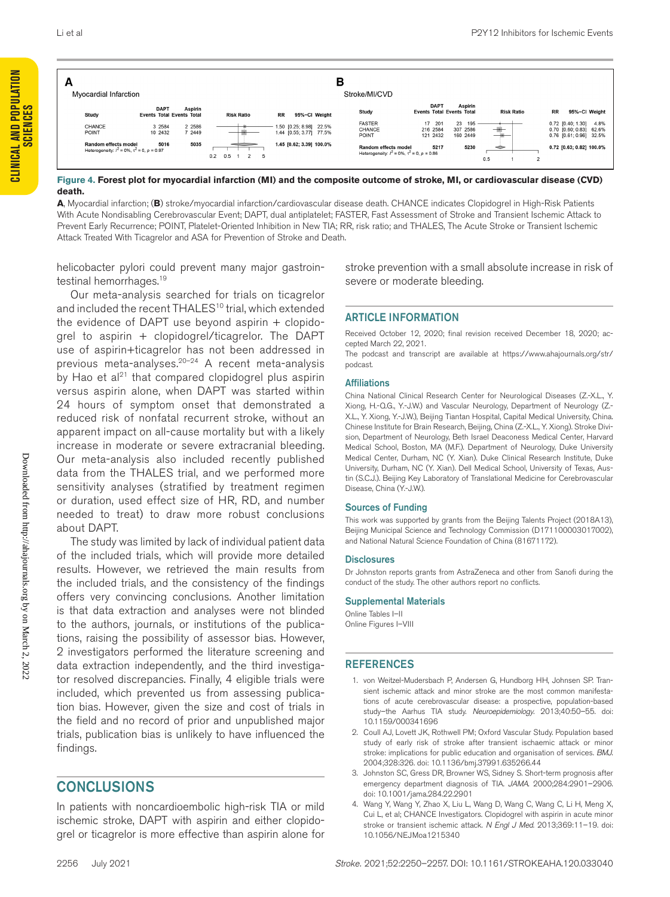**A** Myocardial Infarction

| Study | DAPT Events | DAPT Total | Aspirin Events | Aspirin Total | RR | 95%-CI | Weight |
|---|---|---|---|---|---|---|---|
| CHANCE | 3 | 2584 | 2 | 2586 | 1.50 | [0.25; 8.98] | 22.5% |
| POINT | 10 | 2432 | 7 | 2449 | 1.44 | [0.55; 3.77] | 77.5% |
| Random effects model | | 5016 | | 5035 | 1.45 | [0.62; 3.39] | 100.0% |

Heterogeneity: $I^2 = 0\%$, $\tau^2 = 0$, $p = 0.97$

**B** Stroke/MI/CVD

| Study | DAPT Events | DAPT Total | Aspirin Events | Aspirin Total | RR | 95%-CI | Weight |
|---|---|---|---|---|---|---|---|
| FASTER | 17 | 201 | 23 | 195 | 0.72 | [0.40; 1.30] | 4.8% |
| CHANCE | 216 | 2584 | 307 | 2586 | 0.70 | [0.60; 0.83] | 62.6% |
| POINT | 121 | 2432 | 160 | 2449 | 0.76 | [0.61; 0.96] | 32.5% |
| Random effects model | | 5217 | | 5230 | 0.72 | [0.63; 0.82] | 100.0% |

Heterogeneity: $I^2 = 0\%$, $\tau^2 = 0$, $p = 0.86$

**Figure 4. Forest plot for myocardial infarction (MI) and the composite outcome of stroke, MI, or cardiovascular disease (CVD) death.**

**A**, Myocardial infarction; (**B**) stroke/myocardial infarction/cardiovascular disease death. CHANCE indicates Clopidogrel in High-Risk Patients With Acute Nondisabling Cerebrovascular Event; DAPT, dual antiplatelet; FASTER, Fast Assessment of Stroke and Transient Ischemic Attack to Prevent Early Recurrence; POINT, Platelet-Oriented Inhibition in New TIA; RR, risk ratio; and THALES, The Acute Stroke or Transient Ischemic Attack Treated With Ticagrelor and ASA for Prevention of Stroke and Death.

helicobacter pylori could prevent many major gastrointestinal hemorrhages.[19]

Our meta-analysis searched for trials on ticagrelor and included the recent THALES[10] trial, which extended the evidence of DAPT use beyond aspirin + clopidogrel to aspirin + clopidogrel/ticagrelor. The DAPT use of aspirin+ticagrelor has not been addressed in previous meta-analyses.[20–24] A recent meta-analysis by Hao et al[21] that compared clopidogrel plus aspirin versus aspirin alone, when DAPT was started within 24 hours of symptom onset that demonstrated a reduced risk of nonfatal recurrent stroke, without an apparent impact on all-cause mortality but with a likely increase in moderate or severe extracranial bleeding. Our meta-analysis also included recently published data from the THALES trial, and we performed more sensitivity analyses (stratified by treatment regimen or duration, used effect size of HR, RD, and number needed to treat) to draw more robust conclusions about DAPT.

The study was limited by lack of individual patient data of the included trials, which will provide more detailed results. However, we retrieved the main results from the included trials, and the consistency of the findings offers very convincing conclusions. Another limitation is that data extraction and analyses were not blinded to the authors, journals, or institutions of the publications, raising the possibility of assessor bias. However, 2 investigators performed the literature screening and data extraction independently, and the third investigator resolved discrepancies. Finally, 4 eligible trials were included, which prevented us from assessing publication bias. However, given the size and cost of trials in the field and no record of prior and unpublished major trials, publication bias is unlikely to have influenced the findings.

## CONCLUSIONS

In patients with noncardioembolic high-risk TIA or mild ischemic stroke, DAPT with aspirin and either clopidogrel or ticagrelor is more effective than aspirin alone for stroke prevention with a small absolute increase in risk of severe or moderate bleeding.

## ARTICLE INFORMATION

Received October 12, 2020; final revision received December 18, 2020; accepted March 22, 2021.

The podcast and transcript are available at https://www.ahajournals.org/str/podcast.

### Affiliations

China National Clinical Research Center for Neurological Diseases (Z.-X.L., Y. Xiong, H.-Q.G., Y.-J.W.) and Vascular Neurology, Department of Neurology (Z.-X.L., Y. Xiong, Y.-J.W.), Beijing Tiantan Hospital, Capital Medical University, China. Chinese Institute for Brain Research, Beijing, China (Z.-X.L., Y. Xiong). Stroke Division, Department of Neurology, Beth Israel Deaconess Medical Center, Harvard Medical School, Boston, MA (M.F.). Department of Neurology, Duke University Medical Center, Durham, NC (Y. Xian). Duke Clinical Research Institute, Duke University, Durham, NC (Y. Xian). Dell Medical School, University of Texas, Austin (S.C.J.). Beijing Key Laboratory of Translational Medicine for Cerebrovascular Disease, China (Y.-J.W.).

### Sources of Funding

This work was supported by grants from the Beijing Talents Project (2018A13), Beijing Municipal Science and Technology Commission (D171100003017002), and National Natural Science Foundation of China (81671172).

### Disclosures

Dr Johnston reports grants from AstraZeneca and other from Sanofi during the conduct of the study. The other authors report no conflicts.

### Supplemental Materials

Online Tables I–II
Online Figures I–VIII

## REFERENCES

1. von Weitzel-Mudersbach P, Andersen G, Hundborg HH, Johnsen SP. Transient ischemic attack and minor stroke are the most common manifestations of acute cerebrovascular disease: a prospective, population-based study–the Aarhus TIA study. *Neuroepidemiology*. 2013;40:50–55. doi: 10.1159/000341696
2. Coull AJ, Lovett JK, Rothwell PM; Oxford Vascular Study. Population based study of early risk of stroke after transient ischaemic attack or minor stroke: implications for public education and organisation of services. *BMJ*. 2004;328:326. doi: 10.1136/bmj.37991.635266.44
3. Johnston SC, Gress DR, Browner WS, Sidney S. Short-term prognosis after emergency department diagnosis of TIA. *JAMA*. 2000;284:2901–2906. doi: 10.1001/jama.284.22.2901
4. Wang Y, Wang Y, Zhao X, Liu L, Wang D, Wang C, Wang C, Li H, Meng X, Cui L, et al; CHANCE Investigators. Clopidogrel with aspirin in acute minor stroke or transient ischemic attack. *N Engl J Med*. 2013;369:11–19. doi: 10.1056/NEJMoa1215340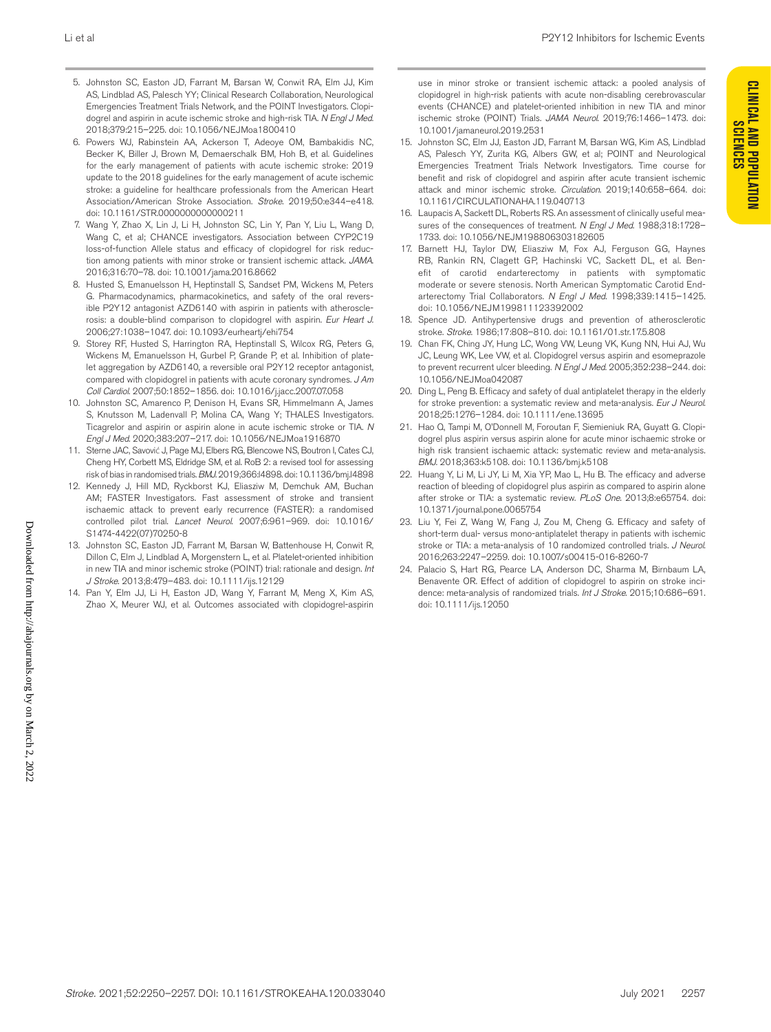5. Johnston SC, Easton JD, Farrant M, Barsan W, Conwit RA, Elm JJ, Kim AS, Lindblad AS, Palesch YY; Clinical Research Collaboration, Neurological Emergencies Treatment Trials Network, and the POINT Investigators. Clopidogrel and aspirin in acute ischemic stroke and high-risk TIA. *N Engl J Med*. 2018;379:215–225. doi: 10.1056/NEJMoa1800410
6. Powers WJ, Rabinstein AA, Ackerson T, Adeoye OM, Bambakidis NC, Becker K, Biller J, Brown M, Demaerschalk BM, Hoh B, et al. Guidelines for the early management of patients with acute ischemic stroke: 2019 update to the 2018 guidelines for the early management of acute ischemic stroke: a guideline for healthcare professionals from the American Heart Association/American Stroke Association. *Stroke*. 2019;50:e344–e418. doi: 10.1161/STR.0000000000000211
7. Wang Y, Zhao X, Lin J, Li H, Johnston SC, Lin Y, Pan Y, Liu L, Wang D, Wang C, et al; CHANCE investigators. Association between CYP2C19 loss-of-function Allele status and efficacy of clopidogrel for risk reduction among patients with minor stroke or transient ischemic attack. *JAMA*. 2016;316:70–78. doi: 10.1001/jama.2016.8662
8. Husted S, Emanuelsson H, Heptinstall S, Sandset PM, Wickens M, Peters G. Pharmacodynamics, pharmacokinetics, and safety of the oral reversible P2Y12 antagonist AZD6140 with aspirin in patients with atherosclerosis: a double-blind comparison to clopidogrel with aspirin. *Eur Heart J*. 2006;27:1038–1047. doi: 10.1093/eurheartj/ehi754
9. Storey RF, Husted S, Harrington RA, Heptinstall S, Wilcox RG, Peters G, Wickens M, Emanuelsson H, Gurbel P, Grande P, et al. Inhibition of platelet aggregation by AZD6140, a reversible oral P2Y12 receptor antagonist, compared with clopidogrel in patients with acute coronary syndromes. *J Am Coll Cardiol*. 2007;50:1852–1856. doi: 10.1016/j.jacc.2007.07.058
10. Johnston SC, Amarenco P, Denison H, Evans SR, Himmelmann A, James S, Knutsson M, Ladenvall P, Molina CA, Wang Y; THALES Investigators. Ticagrelor and aspirin or aspirin alone in acute ischemic stroke or TIA. *N Engl J Med*. 2020;383:207–217. doi: 10.1056/NEJMoa1916870
11. Sterne JAC, Savović J, Page MJ, Elbers RG, Blencowe NS, Boutron I, Cates CJ, Cheng HY, Corbett MS, Eldridge SM, et al. RoB 2: a revised tool for assessing risk of bias in randomised trials. *BMJ*. 2019;366:l4898. doi: 10.1136/bmj.l4898
12. Kennedy J, Hill MD, Ryckborst KJ, Eliasziw M, Demchuk AM, Buchan AM; FASTER Investigators. Fast assessment of stroke and transient ischaemic attack to prevent early recurrence (FASTER): a randomised controlled pilot trial. *Lancet Neurol*. 2007;6:961–969. doi: 10.1016/S1474-4422(07)70250-8
13. Johnston SC, Easton JD, Farrant M, Barsan W, Battenhouse H, Conwit R, Dillon C, Elm J, Lindblad A, Morgenstern L, et al. Platelet-oriented inhibition in new TIA and minor ischemic stroke (POINT) trial: rationale and design. *Int J Stroke*. 2013;8:479–483. doi: 10.1111/ijs.12129
14. Pan Y, Elm JJ, Li H, Easton JD, Wang Y, Farrant M, Meng X, Kim AS, Zhao X, Meurer WJ, et al. Outcomes associated with clopidogrel-aspirin use in minor stroke or transient ischemic attack: a pooled analysis of clopidogrel in high-risk patients with acute non-disabling cerebrovascular events (CHANCE) and platelet-oriented inhibition in new TIA and minor ischemic stroke (POINT) Trials. *JAMA Neurol*. 2019;76:1466–1473. doi: 10.1001/jamaneurol.2019.2531
15. Johnston SC, Elm JJ, Easton JD, Farrant M, Barsan WG, Kim AS, Lindblad AS, Palesch YY, Zurita KG, Albers GW, et al; POINT and Neurological Emergencies Treatment Trials Network Investigators. Time course for benefit and risk of clopidogrel and aspirin after acute transient ischemic attack and minor ischemic stroke. *Circulation*. 2019;140:658–664. doi: 10.1161/CIRCULATIONAHA.119.040713
16. Laupacis A, Sackett DL, Roberts RS. An assessment of clinically useful measures of the consequences of treatment. *N Engl J Med*. 1988;318:1728–1733. doi: 10.1056/NEJM198806303182605
17. Barnett HJ, Taylor DW, Eliasziw M, Fox AJ, Ferguson GG, Haynes RB, Rankin RN, Clagett GP, Hachinski VC, Sackett DL, et al. Benefit of carotid endarterectomy in patients with symptomatic moderate or severe stenosis. North American Symptomatic Carotid Endarterectomy Trial Collaborators. *N Engl J Med*. 1998;339:1415–1425. doi: 10.1056/NEJM199811123392002
18. Spence JD. Antihypertensive drugs and prevention of atherosclerotic stroke. *Stroke*. 1986;17:808–810. doi: 10.1161/01.str.17.5.808
19. Chan FK, Ching JY, Hung LC, Wong VW, Leung VK, Kung NN, Hui AJ, Wu JC, Leung WK, Lee VW, et al. Clopidogrel versus aspirin and esomeprazole to prevent recurrent ulcer bleeding. *N Engl J Med*. 2005;352:238–244. doi: 10.1056/NEJMoa042087
20. Ding L, Peng B. Efficacy and safety of dual antiplatelet therapy in the elderly for stroke prevention: a systematic review and meta-analysis. *Eur J Neurol*. 2018;25:1276–1284. doi: 10.1111/ene.13695
21. Hao Q, Tampi M, O'Donnell M, Foroutan F, Siemieniuk RA, Guyatt G. Clopidogrel plus aspirin versus aspirin alone for acute minor ischaemic stroke or high risk transient ischaemic attack: systematic review and meta-analysis. *BMJ*. 2018;363:k5108. doi: 10.1136/bmj.k5108
22. Huang Y, Li M, Li JY, Li M, Xia YP, Mao L, Hu B. The efficacy and adverse reaction of bleeding of clopidogrel plus aspirin as compared to aspirin alone after stroke or TIA: a systematic review. *PLoS One*. 2013;8:e65754. doi: 10.1371/journal.pone.0065754
23. Liu Y, Fei Z, Wang W, Fang J, Zou M, Cheng G. Efficacy and safety of short-term dual- versus mono-antiplatelet therapy in patients with ischemic stroke or TIA: a meta-analysis of 10 randomized controlled trials. *J Neurol*. 2016;263:2247–2259. doi: 10.1007/s00415-016-8260-7
24. Palacio S, Hart RG, Pearce LA, Anderson DC, Sharma M, Birnbaum LA, Benavente OR. Effect of addition of clopidogrel to aspirin on stroke incidence: meta-analysis of randomized trials. *Int J Stroke*. 2015;10:686–691. doi: 10.1111/ijs.12050